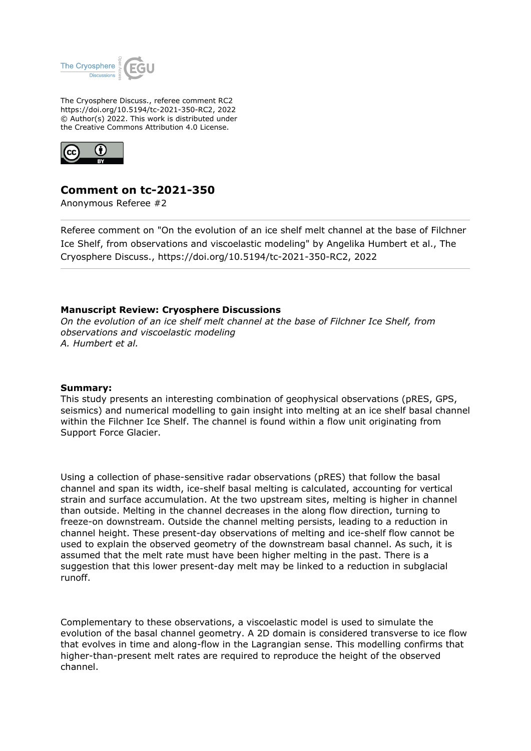The Cryosphere Discuss., referee comment RC2
https://doi.org/10.5194/tc-2021-350-RC2, 2022
© Author(s) 2022. This work is distributed under
the Creative Commons Attribution 4.0 License.

# Comment on tc-2021-350

Anonymous Referee #2

---

Referee comment on "On the evolution of an ice shelf melt channel at the base of Filchner Ice Shelf, from observations and viscoelastic modeling" by Angelika Humbert et al., The Cryosphere Discuss., https://doi.org/10.5194/tc-2021-350-RC2, 2022

---

**Manuscript Review: Cryosphere Discussions**
*On the evolution of an ice shelf melt channel at the base of Filchner Ice Shelf, from observations and viscoelastic modeling*
*A. Humbert et al.*

**Summary:**
This study presents an interesting combination of geophysical observations (pRES, GPS, seismics) and numerical modelling to gain insight into melting at an ice shelf basal channel within the Filchner Ice Shelf. The channel is found within a flow unit originating from Support Force Glacier.

Using a collection of phase-sensitive radar observations (pRES) that follow the basal channel and span its width, ice-shelf basal melting is calculated, accounting for vertical strain and surface accumulation. At the two upstream sites, melting is higher in channel than outside. Melting in the channel decreases in the along flow direction, turning to freeze-on downstream. Outside the channel melting persists, leading to a reduction in channel height. These present-day observations of melting and ice-shelf flow cannot be used to explain the observed geometry of the downstream basal channel. As such, it is assumed that the melt rate must have been higher melting in the past. There is a suggestion that this lower present-day melt may be linked to a reduction in subglacial runoff.

Complementary to these observations, a viscoelastic model is used to simulate the evolution of the basal channel geometry. A 2D domain is considered transverse to ice flow that evolves in time and along-flow in the Lagrangian sense. This modelling confirms that higher-than-present melt rates are required to reproduce the height of the observed channel.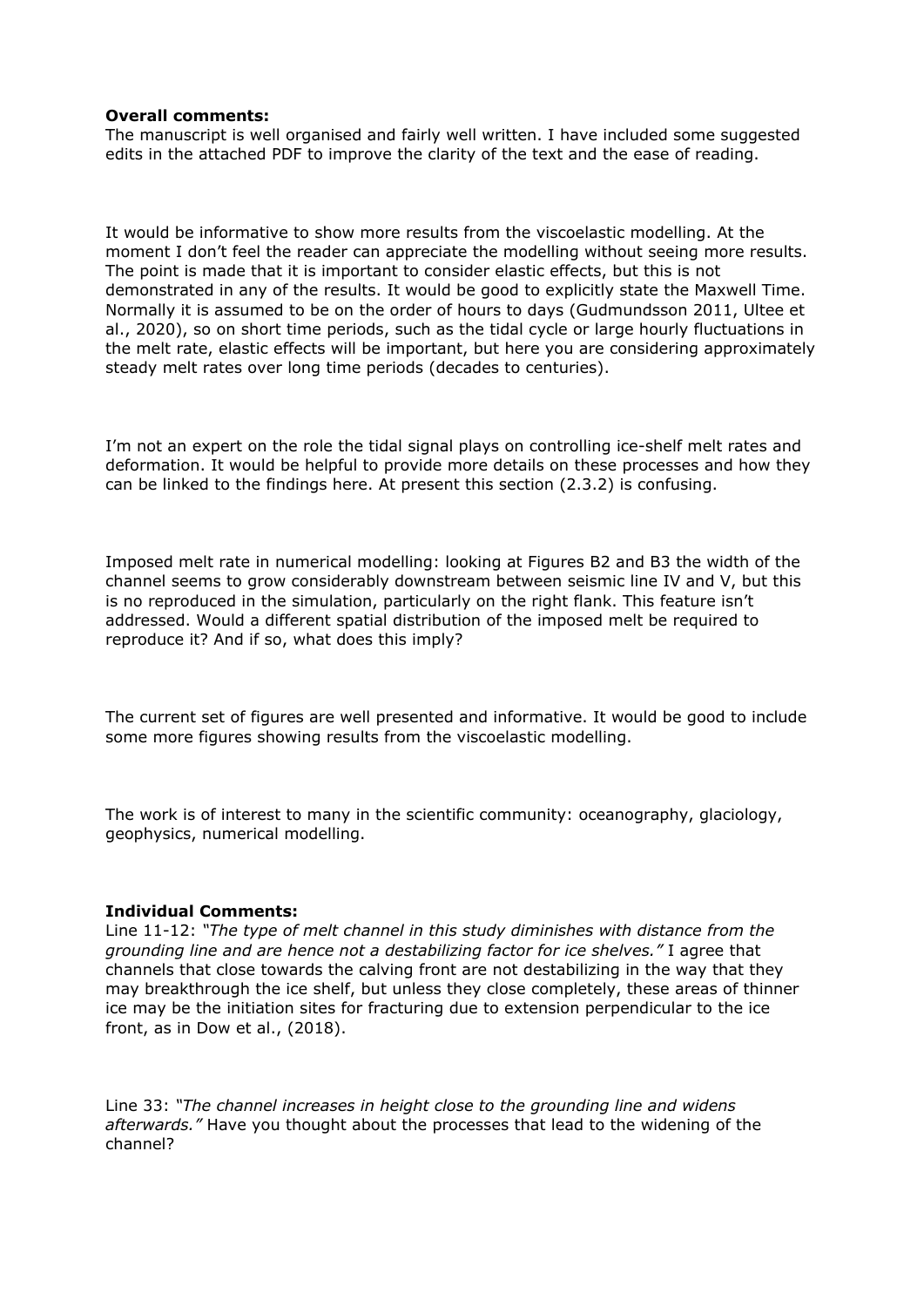**Overall comments:**
The manuscript is well organised and fairly well written. I have included some suggested edits in the attached PDF to improve the clarity of the text and the ease of reading.

It would be informative to show more results from the viscoelastic modelling. At the moment I don't feel the reader can appreciate the modelling without seeing more results. The point is made that it is important to consider elastic effects, but this is not demonstrated in any of the results. It would be good to explicitly state the Maxwell Time. Normally it is assumed to be on the order of hours to days (Gudmundsson 2011, Ultee et al., 2020), so on short time periods, such as the tidal cycle or large hourly fluctuations in the melt rate, elastic effects will be important, but here you are considering approximately steady melt rates over long time periods (decades to centuries).

I'm not an expert on the role the tidal signal plays on controlling ice-shelf melt rates and deformation. It would be helpful to provide more details on these processes and how they can be linked to the findings here. At present this section (2.3.2) is confusing.

Imposed melt rate in numerical modelling: looking at Figures B2 and B3 the width of the channel seems to grow considerably downstream between seismic line IV and V, but this is no reproduced in the simulation, particularly on the right flank. This feature isn't addressed. Would a different spatial distribution of the imposed melt be required to reproduce it? And if so, what does this imply?

The current set of figures are well presented and informative. It would be good to include some more figures showing results from the viscoelastic modelling.

The work is of interest to many in the scientific community: oceanography, glaciology, geophysics, numerical modelling.

**Individual Comments:**
Line 11-12: *"The type of melt channel in this study diminishes with distance from the grounding line and are hence not a destabilizing factor for ice shelves."* I agree that channels that close towards the calving front are not destabilizing in the way that they may breakthrough the ice shelf, but unless they close completely, these areas of thinner ice may be the initiation sites for fracturing due to extension perpendicular to the ice front, as in Dow et al., (2018).

Line 33: *"The channel increases in height close to the grounding line and widens afterwards."* Have you thought about the processes that lead to the widening of the channel?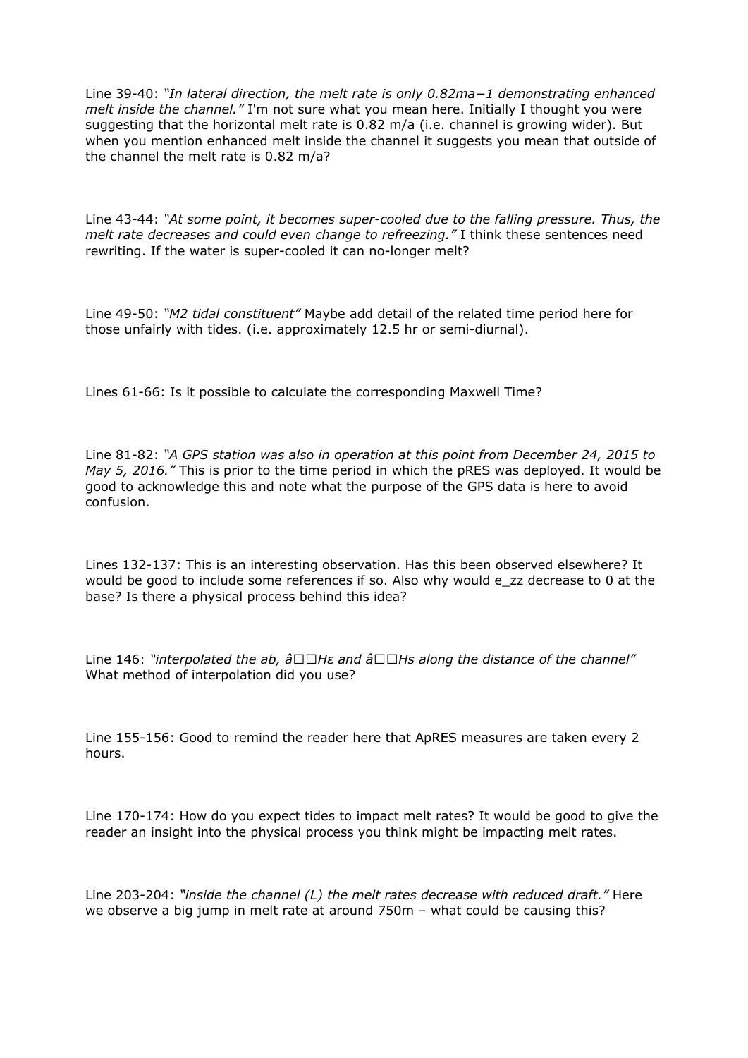Line 39-40: *"In lateral direction, the melt rate is only 0.82ma−1 demonstrating enhanced melt inside the channel."* I'm not sure what you mean here. Initially I thought you were suggesting that the horizontal melt rate is 0.82 m/a (i.e. channel is growing wider). But when you mention enhanced melt inside the channel it suggests you mean that outside of the channel the melt rate is 0.82 m/a?

Line 43-44: *"At some point, it becomes super-cooled due to the falling pressure. Thus, the melt rate decreases and could even change to refreezing."* I think these sentences need rewriting. If the water is super-cooled it can no-longer melt?

Line 49-50: *"M2 tidal constituent"* Maybe add detail of the related time period here for those unfairly with tides. (i.e. approximately 12.5 hr or semi-diurnal).

Lines 61-66: Is it possible to calculate the corresponding Maxwell Time?

Line 81-82: *"A GPS station was also in operation at this point from December 24, 2015 to May 5, 2016."* This is prior to the time period in which the pRES was deployed. It would be good to acknowledge this and note what the purpose of the GPS data is here to avoid confusion.

Lines 132-137: This is an interesting observation. Has this been observed elsewhere? It would be good to include some references if so. Also why would e_zz decrease to 0 at the base? Is there a physical process behind this idea?

Line 146: *"interpolated the ab, â□□Hε and â□□Hs along the distance of the channel"* What method of interpolation did you use?

Line 155-156: Good to remind the reader here that ApRES measures are taken every 2 hours.

Line 170-174: How do you expect tides to impact melt rates? It would be good to give the reader an insight into the physical process you think might be impacting melt rates.

Line 203-204: *"inside the channel (L) the melt rates decrease with reduced draft."* Here we observe a big jump in melt rate at around 750m – what could be causing this?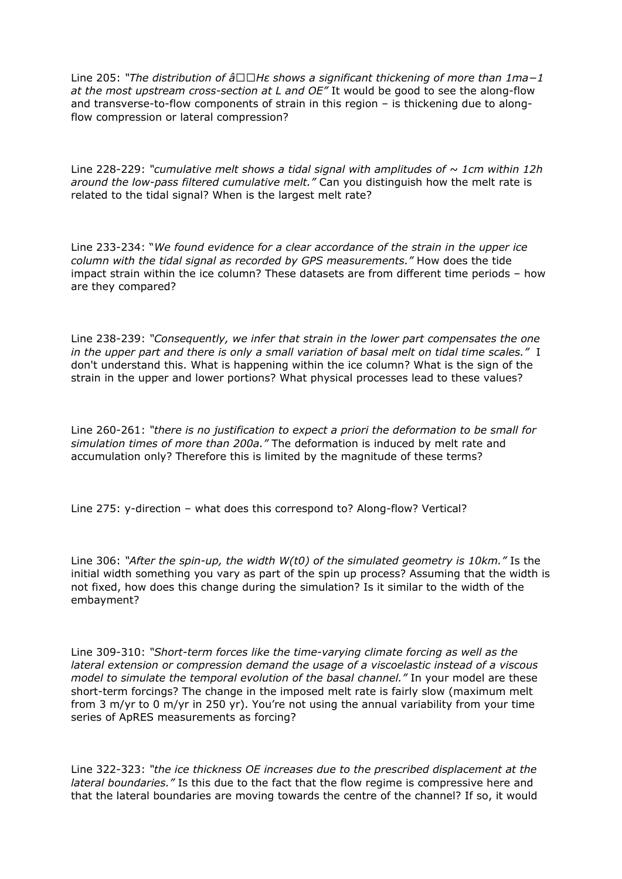Line 205: *"The distribution of â□□Hε shows a significant thickening of more than 1ma−1 at the most upstream cross-section at L and OE"* It would be good to see the along-flow and transverse-to-flow components of strain in this region – is thickening due to along-flow compression or lateral compression?

Line 228-229: *"cumulative melt shows a tidal signal with amplitudes of ~ 1cm within 12h around the low-pass filtered cumulative melt."* Can you distinguish how the melt rate is related to the tidal signal? When is the largest melt rate?

Line 233-234: "*We found evidence for a clear accordance of the strain in the upper ice column with the tidal signal as recorded by GPS measurements."* How does the tide impact strain within the ice column? These datasets are from different time periods – how are they compared?

Line 238-239: *"Consequently, we infer that strain in the lower part compensates the one in the upper part and there is only a small variation of basal melt on tidal time scales."* I don't understand this. What is happening within the ice column? What is the sign of the strain in the upper and lower portions? What physical processes lead to these values?

Line 260-261: *"there is no justification to expect a priori the deformation to be small for simulation times of more than 200a."* The deformation is induced by melt rate and accumulation only? Therefore this is limited by the magnitude of these terms?

Line 275: y-direction – what does this correspond to? Along-flow? Vertical?

Line 306: *"After the spin-up, the width W(t0) of the simulated geometry is 10km."* Is the initial width something you vary as part of the spin up process? Assuming that the width is not fixed, how does this change during the simulation? Is it similar to the width of the embayment?

Line 309-310: *"Short-term forces like the time-varying climate forcing as well as the lateral extension or compression demand the usage of a viscoelastic instead of a viscous model to simulate the temporal evolution of the basal channel."* In your model are these short-term forcings? The change in the imposed melt rate is fairly slow (maximum melt from 3 m/yr to 0 m/yr in 250 yr). You're not using the annual variability from your time series of ApRES measurements as forcing?

Line 322-323: *"the ice thickness OE increases due to the prescribed displacement at the lateral boundaries."* Is this due to the fact that the flow regime is compressive here and that the lateral boundaries are moving towards the centre of the channel? If so, it would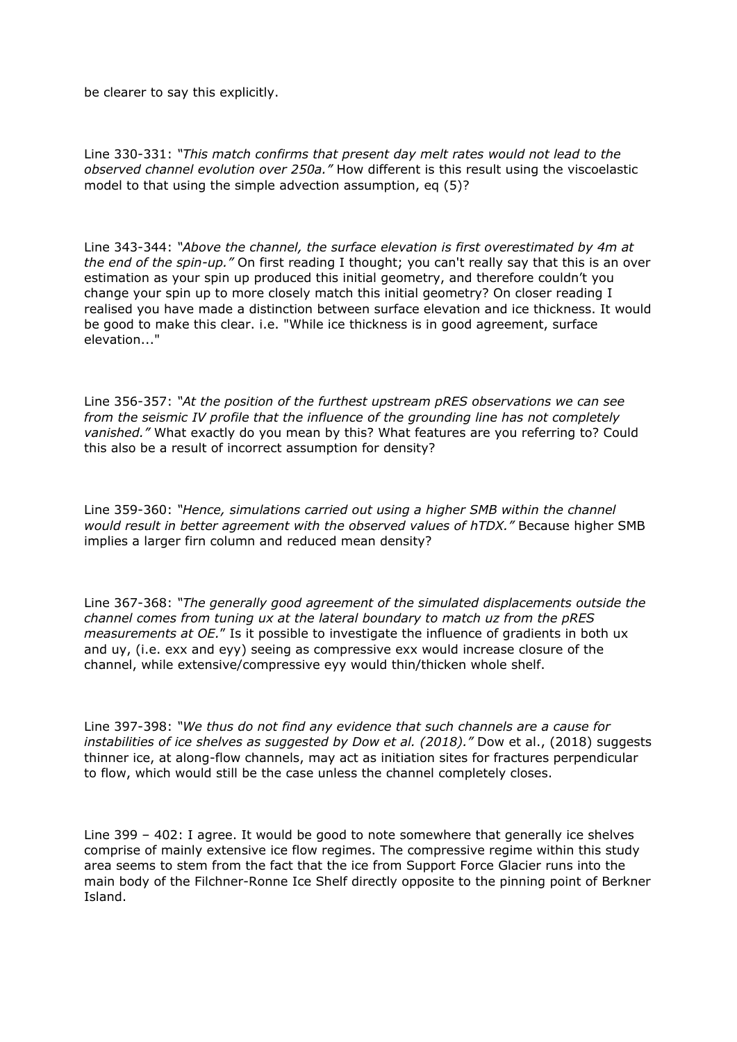be clearer to say this explicitly.

Line 330-331: *"This match confirms that present day melt rates would not lead to the observed channel evolution over 250a."* How different is this result using the viscoelastic model to that using the simple advection assumption, eq (5)?

Line 343-344: *"Above the channel, the surface elevation is first overestimated by 4m at the end of the spin-up."* On first reading I thought; you can't really say that this is an over estimation as your spin up produced this initial geometry, and therefore couldn't you change your spin up to more closely match this initial geometry? On closer reading I realised you have made a distinction between surface elevation and ice thickness. It would be good to make this clear. i.e. "While ice thickness is in good agreement, surface elevation..."

Line 356-357: *"At the position of the furthest upstream pRES observations we can see from the seismic IV profile that the influence of the grounding line has not completely vanished."* What exactly do you mean by this? What features are you referring to? Could this also be a result of incorrect assumption for density?

Line 359-360: *"Hence, simulations carried out using a higher SMB within the channel would result in better agreement with the observed values of hTDX."* Because higher SMB implies a larger firn column and reduced mean density?

Line 367-368: *"The generally good agreement of the simulated displacements outside the channel comes from tuning ux at the lateral boundary to match uz from the pRES measurements at OE."* Is it possible to investigate the influence of gradients in both ux and uy, (i.e. exx and eyy) seeing as compressive exx would increase closure of the channel, while extensive/compressive eyy would thin/thicken whole shelf.

Line 397-398: *"We thus do not find any evidence that such channels are a cause for instabilities of ice shelves as suggested by Dow et al. (2018)."* Dow et al., (2018) suggests thinner ice, at along-flow channels, may act as initiation sites for fractures perpendicular to flow, which would still be the case unless the channel completely closes.

Line 399 – 402: I agree. It would be good to note somewhere that generally ice shelves comprise of mainly extensive ice flow regimes. The compressive regime within this study area seems to stem from the fact that the ice from Support Force Glacier runs into the main body of the Filchner-Ronne Ice Shelf directly opposite to the pinning point of Berkner Island.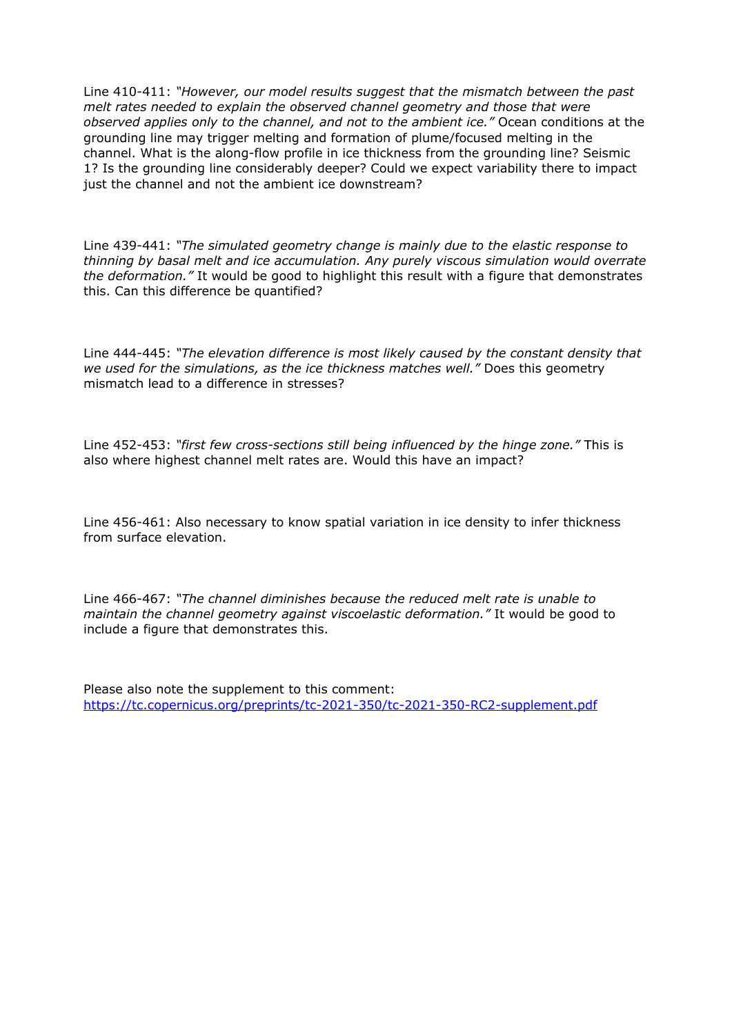Line 410-411: *"However, our model results suggest that the mismatch between the past melt rates needed to explain the observed channel geometry and those that were observed applies only to the channel, and not to the ambient ice."* Ocean conditions at the grounding line may trigger melting and formation of plume/focused melting in the channel. What is the along-flow profile in ice thickness from the grounding line? Seismic 1? Is the grounding line considerably deeper? Could we expect variability there to impact just the channel and not the ambient ice downstream?

Line 439-441: *"The simulated geometry change is mainly due to the elastic response to thinning by basal melt and ice accumulation. Any purely viscous simulation would overrate the deformation."* It would be good to highlight this result with a figure that demonstrates this. Can this difference be quantified?

Line 444-445: *"The elevation difference is most likely caused by the constant density that we used for the simulations, as the ice thickness matches well."* Does this geometry mismatch lead to a difference in stresses?

Line 452-453: *"first few cross-sections still being influenced by the hinge zone."* This is also where highest channel melt rates are. Would this have an impact?

Line 456-461: Also necessary to know spatial variation in ice density to infer thickness from surface elevation.

Line 466-467: *"The channel diminishes because the reduced melt rate is unable to maintain the channel geometry against viscoelastic deformation."* It would be good to include a figure that demonstrates this.

Please also note the supplement to this comment:
https://tc.copernicus.org/preprints/tc-2021-350/tc-2021-350-RC2-supplement.pdf